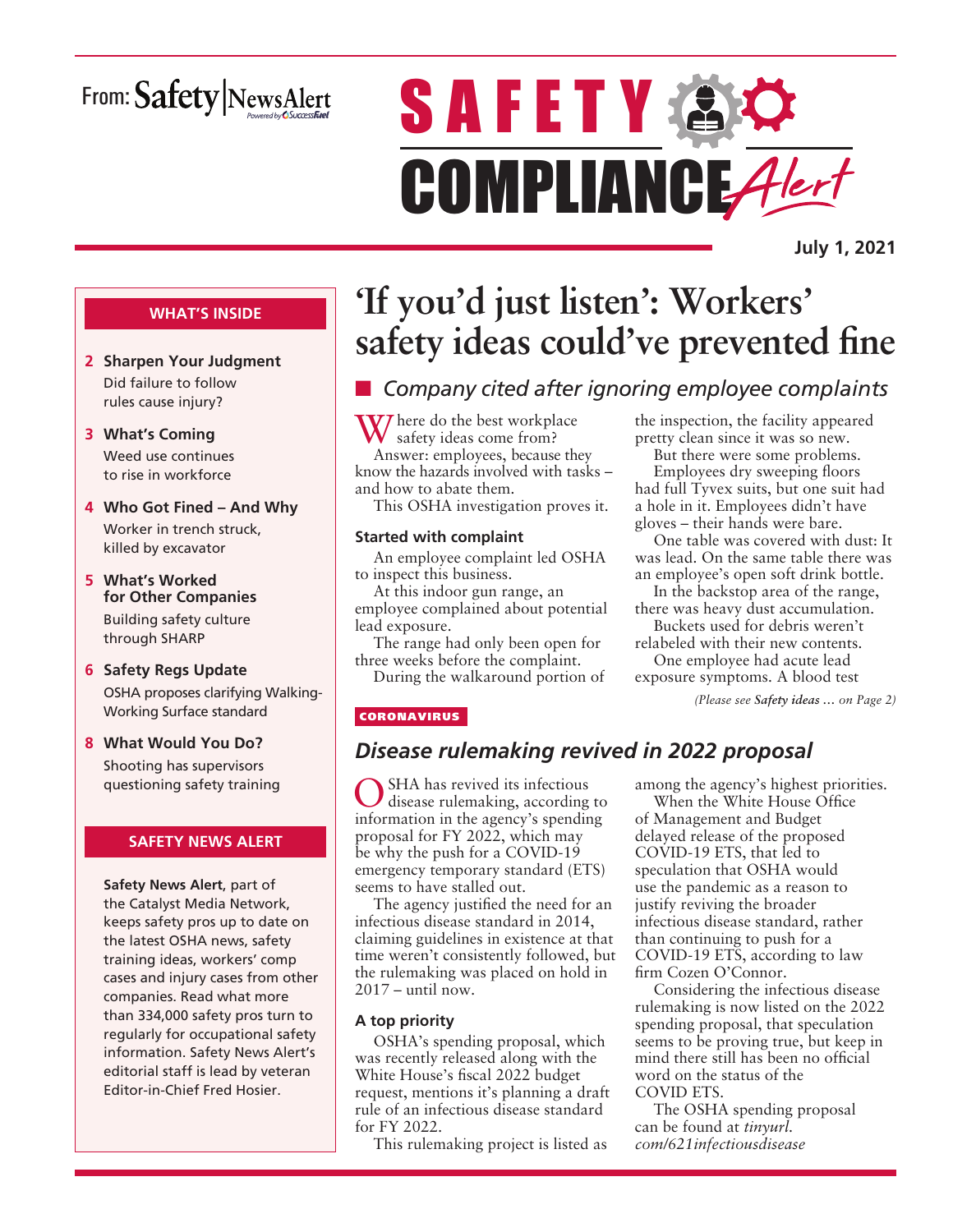From: Safety|NewsAlert

# SAFETY COMPLIANCE *Alert*

**July 1, 2021**

**WHAT'S INSIDE**

- **2 Sharpen Your Judgment**
  Did failure to follow rules cause injury?
- **3 What's Coming**
  Weed use continues to rise in workforce
- **4 Who Got Fined – And Why**
  Worker in trench struck, killed by excavator
- **5 What's Worked for Other Companies**
  Building safety culture through SHARP
- **6 Safety Regs Update**
  OSHA proposes clarifying Walking-Working Surface standard
- **8 What Would You Do?**
  Shooting has supervisors questioning safety training

**SAFETY NEWS ALERT**

**Safety News Alert**, part of the Catalyst Media Network, keeps safety pros up to date on the latest OSHA news, safety training ideas, workers' comp cases and injury cases from other companies. Read what more than 334,000 safety pros turn to regularly for occupational safety information. Safety News Alert's editorial staff is lead by veteran Editor-in-Chief Fred Hosier.

## 'If you'd just listen': Workers' safety ideas could've prevented fine

### *Company cited after ignoring employee complaints*

Where do the best workplace safety ideas come from?

Answer: employees, because they know the hazards involved with tasks – and how to abate them.

This OSHA investigation proves it.

**Started with complaint**

An employee complaint led OSHA to inspect this business.

At this indoor gun range, an employee complained about potential lead exposure.

The range had only been open for three weeks before the complaint.

During the walkaround portion of the inspection, the facility appeared pretty clean since it was so new.

But there were some problems.

Employees dry sweeping floors had full Tyvex suits, but one suit had a hole in it. Employees didn't have gloves – their hands were bare.

One table was covered with dust: It was lead. On the same table there was an employee's open soft drink bottle.

In the backstop area of the range, there was heavy dust accumulation.

Buckets used for debris weren't relabeled with their new contents.

One employee had acute lead exposure symptoms. A blood test

*(Please see **Safety ideas …** on Page 2)*

CORONAVIRUS

## *Disease rulemaking revived in 2022 proposal*

OSHA has revived its infectious disease rulemaking, according to information in the agency's spending proposal for FY 2022, which may be why the push for a COVID-19 emergency temporary standard (ETS) seems to have stalled out.

The agency justified the need for an infectious disease standard in 2014, claiming guidelines in existence at that time weren't consistently followed, but the rulemaking was placed on hold in 2017 – until now.

**A top priority**

OSHA's spending proposal, which was recently released along with the White House's fiscal 2022 budget request, mentions it's planning a draft rule of an infectious disease standard for FY 2022.

This rulemaking project is listed as among the agency's highest priorities.

When the White House Office of Management and Budget delayed release of the proposed COVID-19 ETS, that led to speculation that OSHA would use the pandemic as a reason to justify reviving the broader infectious disease standard, rather than continuing to push for a COVID-19 ETS, according to law firm Cozen O'Connor.

Considering the infectious disease rulemaking is now listed on the 2022 spending proposal, that speculation seems to be proving true, but keep in mind there still has been no official word on the status of the COVID ETS.

The OSHA spending proposal can be found at *tinyurl.com/621infectiousdisease*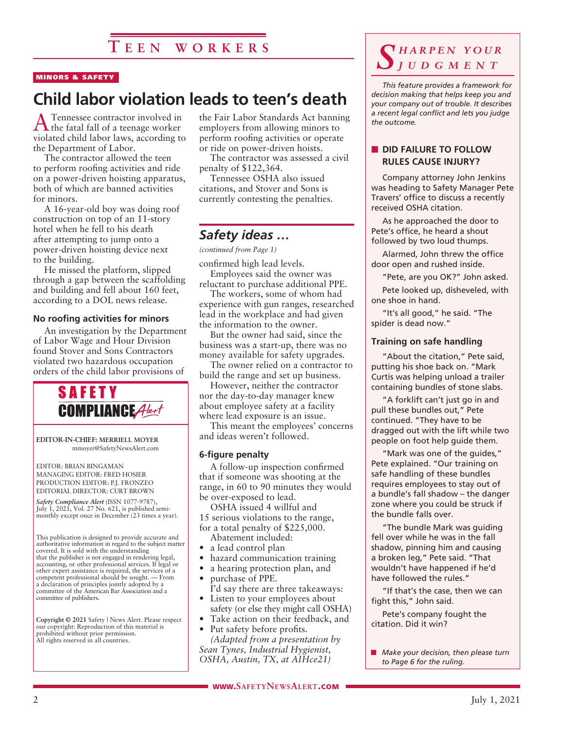# Teen workers

MINORS & SAFETY

## Child labor violation leads to teen's death

A Tennessee contractor involved in the fatal fall of a teenage worker violated child labor laws, according to the Department of Labor.

The contractor allowed the teen to perform roofing activities and ride on a power-driven hoisting apparatus, both of which are banned activities for minors.

A 16-year-old boy was doing roof construction on top of an 11-story hotel when he fell to his death after attempting to jump onto a power-driven hoisting device next to the building.

He missed the platform, slipped through a gap between the scaffolding and building and fell about 160 feet, according to a DOL news release.

### No roofing activities for minors

An investigation by the Department of Labor Wage and Hour Division found Stover and Sons Contractors violated two hazardous occupation orders of the child labor provisions of the Fair Labor Standards Act banning employers from allowing minors to perform roofing activities or operate or ride on power-driven hoists.

The contractor was assessed a civil penalty of $122,364.

Tennessee OSHA also issued citations, and Stover and Sons is currently contesting the penalties.

## *Safety ideas …*

*(continued from Page 1)*

confirmed high lead levels.

Employees said the owner was reluctant to purchase additional PPE.

The workers, some of whom had experience with gun ranges, researched lead in the workplace and had given the information to the owner.

But the owner had said, since the business was a start-up, there was no money available for safety upgrades.

The owner relied on a contractor to build the range and set up business.

However, neither the contractor nor the day-to-day manager knew about employee safety at a facility where lead exposure is an issue.

This meant the employees' concerns and ideas weren't followed.

### 6-figure penalty

A follow-up inspection confirmed that if someone was shooting at the range, in 60 to 90 minutes they would be over-exposed to lead.

OSHA issued 4 willful and 15 serious violations to the range, for a total penalty of $225,000.

Abatement included:

- a lead control plan
- hazard communication training
- a hearing protection plan, and
- purchase of PPE.

I'd say there are three takeaways:

- Listen to your employees about safety (or else they might call OSHA)
- Take action on their feedback, and
- Put safety before profits.

*(Adapted from a presentation by Sean Tynes, Industrial Hygienist, OSHA, Austin, TX, at AIHce21)*

---

**SAFETY COMPLIANCE *Alert***

**EDITOR-IN-CHIEF: MERRIELL MOYER**
mmoyer@SafetyNewsAlert.com

EDITOR: BRIAN BINGAMAN
MANAGING EDITOR: FRED HOSIER
PRODUCTION EDITOR: P.J. FRONZEO
EDITORIAL DIRECTOR: CURT BROWN

*Safety Compliance Alert* (ISSN 1077-9787), July 1, 2021, Vol. 27 No. 621, is published semi-monthly except once in December (23 times a year).

This publication is designed to provide accurate and authoritative information in regard to the subject matter covered. It is sold with the understanding that the publisher is not engaged in rendering legal, accounting, or other professional services. If legal or other expert assistance is required, the services of a competent professional should be sought. — From a declaration of principles jointly adopted by a committee of the American Bar Association and a committee of publishers.

**Copyright © 2021** Safety | News Alert. Please respect our copyright: Reproduction of this material is prohibited without prior permission. All rights reserved in all countries.

---

## *Sharpen your judgment*

*This feature provides a framework for decision making that helps keep you and your company out of trouble. It describes a recent legal conflict and lets you judge the outcome.*

### DID FAILURE TO FOLLOW RULES CAUSE INJURY?

Company attorney John Jenkins was heading to Safety Manager Pete Travers' office to discuss a recently received OSHA citation.

As he approached the door to Pete's office, he heard a shout followed by two loud thumps.

Alarmed, John threw the office door open and rushed inside.

"Pete, are you OK?" John asked.

Pete looked up, disheveled, with one shoe in hand.

"It's all good," he said. "The spider is dead now."

### Training on safe handling

"About the citation," Pete said, putting his shoe back on. "Mark Curtis was helping unload a trailer containing bundles of stone slabs.

"A forklift can't just go in and pull these bundles out," Pete continued. "They have to be dragged out with the lift while two people on foot help guide them.

"Mark was one of the guides," Pete explained. "Our training on safe handling of these bundles requires employees to stay out of a bundle's fall shadow – the danger zone where you could be struck if the bundle falls over.

"The bundle Mark was guiding fell over while he was in the fall shadow, pinning him and causing a broken leg," Pete said. "That wouldn't have happened if he'd followed the rules."

"If that's the case, then we can fight this," John said.

Pete's company fought the citation. Did it win?

- *Make your decision, then please turn to Page 6 for the ruling.*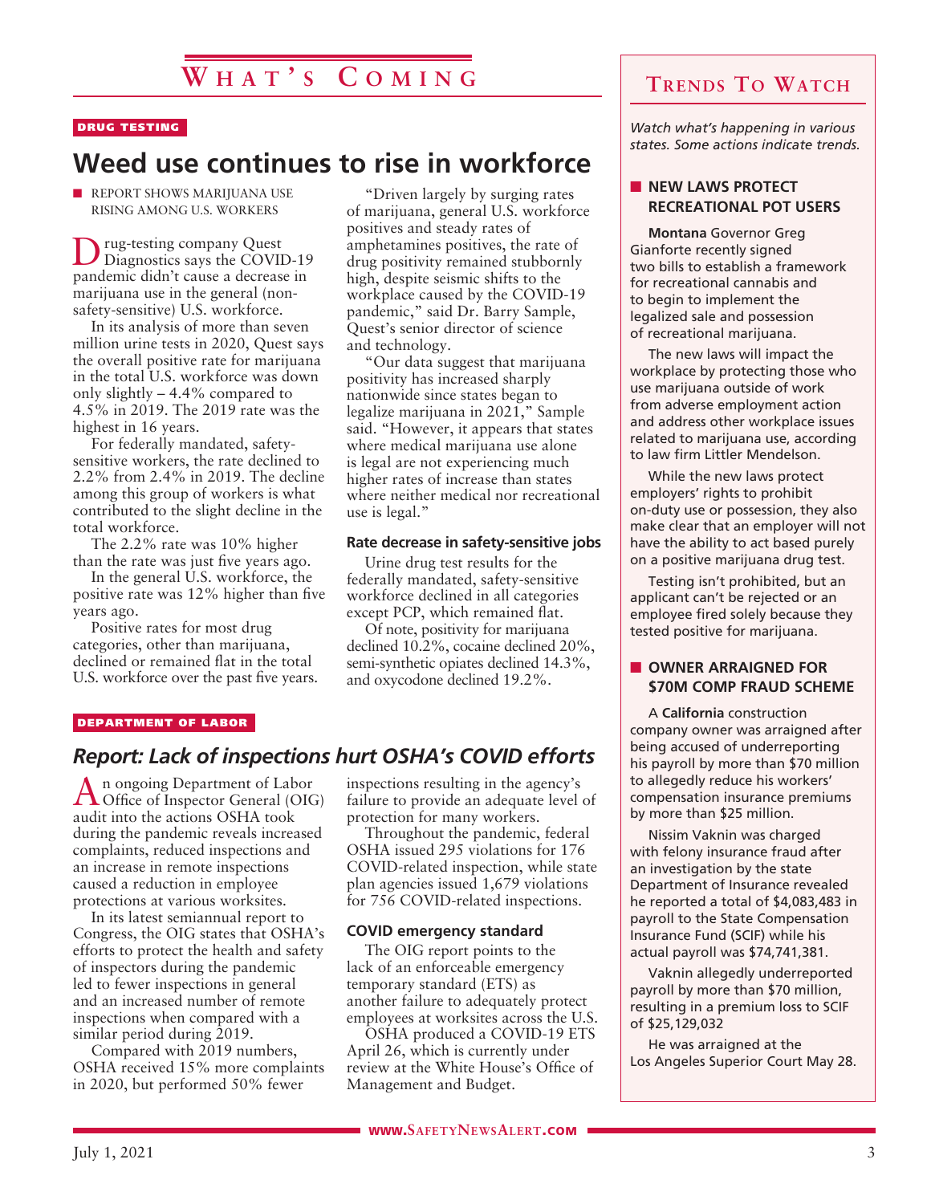# What's Coming

DRUG TESTING

## Weed use continues to rise in workforce

■ REPORT SHOWS MARIJUANA USE RISING AMONG U.S. WORKERS

Drug-testing company Quest Diagnostics says the COVID-19 pandemic didn't cause a decrease in marijuana use in the general (non-safety-sensitive) U.S. workforce.

In its analysis of more than seven million urine tests in 2020, Quest says the overall positive rate for marijuana in the total U.S. workforce was down only slightly – 4.4% compared to 4.5% in 2019. The 2019 rate was the highest in 16 years.

For federally mandated, safety-sensitive workers, the rate declined to 2.2% from 2.4% in 2019. The decline among this group of workers is what contributed to the slight decline in the total workforce.

The 2.2% rate was 10% higher than the rate was just five years ago.

In the general U.S. workforce, the positive rate was 12% higher than five years ago.

Positive rates for most drug categories, other than marijuana, declined or remained flat in the total U.S. workforce over the past five years.

"Driven largely by surging rates of marijuana, general U.S. workforce positives and steady rates of amphetamines positives, the rate of drug positivity remained stubbornly high, despite seismic shifts to the workplace caused by the COVID-19 pandemic," said Dr. Barry Sample, Quest's senior director of science and technology.

"Our data suggest that marijuana positivity has increased sharply nationwide since states began to legalize marijuana in 2021," Sample said. "However, it appears that states where medical marijuana use alone is legal are not experiencing much higher rates of increase than states where neither medical nor recreational use is legal."

### Rate decrease in safety-sensitive jobs

Urine drug test results for the federally mandated, safety-sensitive workforce declined in all categories except PCP, which remained flat.

Of note, positivity for marijuana declined 10.2%, cocaine declined 20%, semi-synthetic opiates declined 14.3%, and oxycodone declined 19.2%.

DEPARTMENT OF LABOR

## *Report: Lack of inspections hurt OSHA's COVID efforts*

An ongoing Department of Labor Office of Inspector General (OIG) audit into the actions OSHA took during the pandemic reveals increased complaints, reduced inspections and an increase in remote inspections caused a reduction in employee protections at various worksites.

In its latest semiannual report to Congress, the OIG states that OSHA's efforts to protect the health and safety of inspectors during the pandemic led to fewer inspections in general and an increased number of remote inspections when compared with a similar period during 2019.

Compared with 2019 numbers, OSHA received 15% more complaints in 2020, but performed 50% fewer inspections resulting in the agency's failure to provide an adequate level of protection for many workers.

Throughout the pandemic, federal OSHA issued 295 violations for 176 COVID-related inspection, while state plan agencies issued 1,679 violations for 756 COVID-related inspections.

### COVID emergency standard

The OIG report points to the lack of an enforceable emergency temporary standard (ETS) as another failure to adequately protect employees at worksites across the U.S.

OSHA produced a COVID-19 ETS April 26, which is currently under review at the White House's Office of Management and Budget.

## Trends To Watch

*Watch what's happening in various states. Some actions indicate trends.*

### ■ NEW LAWS PROTECT RECREATIONAL POT USERS

**Montana** Governor Greg Gianforte recently signed two bills to establish a framework for recreational cannabis and to begin to implement the legalized sale and possession of recreational marijuana.

The new laws will impact the workplace by protecting those who use marijuana outside of work from adverse employment action and address other workplace issues related to marijuana use, according to law firm Littler Mendelson.

While the new laws protect employers' rights to prohibit on-duty use or possession, they also make clear that an employer will not have the ability to act based purely on a positive marijuana drug test.

Testing isn't prohibited, but an applicant can't be rejected or an employee fired solely because they tested positive for marijuana.

### ■ OWNER ARRAIGNED FOR $70M COMP FRAUD SCHEME

A **California** construction company owner was arraigned after being accused of underreporting his payroll by more than $70 million to allegedly reduce his workers' compensation insurance premiums by more than $25 million.

Nissim Vaknin was charged with felony insurance fraud after an investigation by the state Department of Insurance revealed he reported a total of $4,083,483 in payroll to the State Compensation Insurance Fund (SCIF) while his actual payroll was $74,741,381.

Vaknin allegedly underreported payroll by more than $70 million, resulting in a premium loss to SCIF of $25,129,032

He was arraigned at the Los Angeles Superior Court May 28.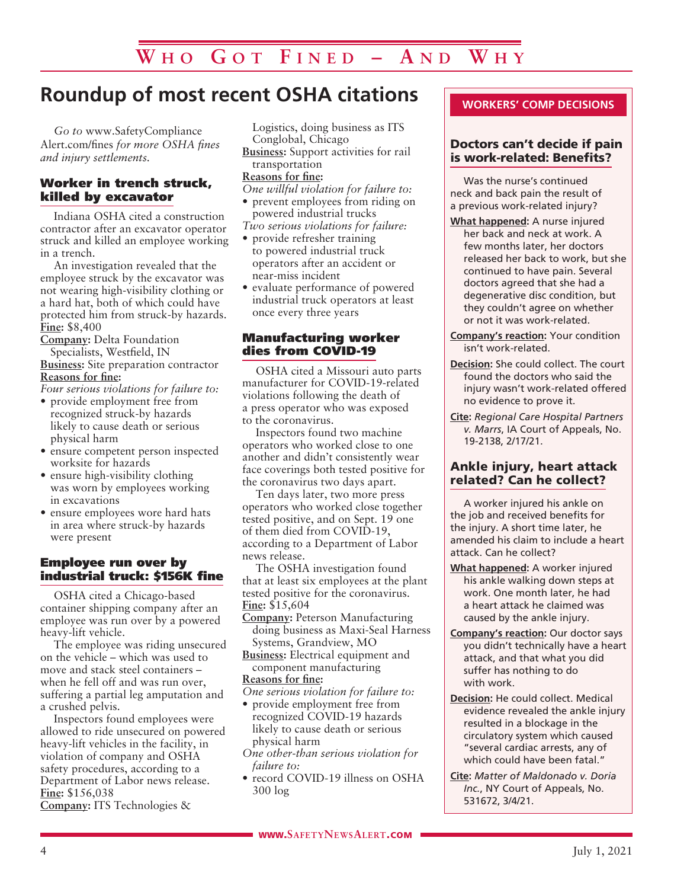# Roundup of most recent OSHA citations

*Go to* www.SafetyComplianceAlert.com/fines *for more OSHA fines and injury settlements.*

## Worker in trench struck, killed by excavator

Indiana OSHA cited a construction contractor after an excavator operator struck and killed an employee working in a trench.

An investigation revealed that the employee struck by the excavator was not wearing high-visibility clothing or a hard hat, both of which could have protected him from struck-by hazards.

**Fine:** $8,400

**Company:** Delta Foundation Specialists, Westfield, IN

**Business:** Site preparation contractor

**Reasons for fine:**

*Four serious violations for failure to:*

- provide employment free from recognized struck-by hazards likely to cause death or serious physical harm
- ensure competent person inspected worksite for hazards
- ensure high-visibility clothing was worn by employees working in excavations
- ensure employees wore hard hats in area where struck-by hazards were present

## Employee run over by industrial truck: $156K fine

OSHA cited a Chicago-based container shipping company after an employee was run over by a powered heavy-lift vehicle.

The employee was riding unsecured on the vehicle – which was used to move and stack steel containers – when he fell off and was run over, suffering a partial leg amputation and a crushed pelvis.

Inspectors found employees were allowed to ride unsecured on powered heavy-lift vehicles in the facility, in violation of company and OSHA safety procedures, according to a Department of Labor news release.

**Fine:** $156,038

**Company:** ITS Technologies & Logistics, doing business as ITS Conglobal, Chicago

**Business:** Support activities for rail transportation

**Reasons for fine:**

*One willful violation for failure to:*

- prevent employees from riding on powered industrial trucks

*Two serious violations for failure:*

- provide refresher training to powered industrial truck operators after an accident or near-miss incident
- evaluate performance of powered industrial truck operators at least once every three years

## Manufacturing worker dies from COVID-19

OSHA cited a Missouri auto parts manufacturer for COVID-19-related violations following the death of a press operator who was exposed to the coronavirus.

Inspectors found two machine operators who worked close to one another and didn't consistently wear face coverings both tested positive for the coronavirus two days apart.

Ten days later, two more press operators who worked close together tested positive, and on Sept. 19 one of them died from COVID-19, according to a Department of Labor news release.

The OSHA investigation found that at least six employees at the plant tested positive for the coronavirus.

**Fine:** $15,604

**Company:** Peterson Manufacturing doing business as Maxi-Seal Harness Systems, Grandview, MO

**Business:** Electrical equipment and component manufacturing

**Reasons for fine:**

*One serious violation for failure to:*

- provide employment free from recognized COVID-19 hazards likely to cause death or serious physical harm

*One other-than serious violation for failure to:*

- record COVID-19 illness on OSHA 300 log

## WORKERS' COMP DECISIONS

### Doctors can't decide if pain is work-related: Benefits?

Was the nurse's continued neck and back pain the result of a previous work-related injury?

**What happened:** A nurse injured her back and neck at work. A few months later, her doctors released her back to work, but she continued to have pain. Several doctors agreed that she had a degenerative disc condition, but they couldn't agree on whether or not it was work-related.

**Company's reaction:** Your condition isn't work-related.

**Decision:** She could collect. The court found the doctors who said the injury wasn't work-related offered no evidence to prove it.

**Cite:** *Regional Care Hospital Partners v. Marrs*, IA Court of Appeals, No. 19-2138, 2/17/21.

### Ankle injury, heart attack related? Can he collect?

A worker injured his ankle on the job and received benefits for the injury. A short time later, he amended his claim to include a heart attack. Can he collect?

**What happened:** A worker injured his ankle walking down steps at work. One month later, he had a heart attack he claimed was caused by the ankle injury.

**Company's reaction:** Our doctor says you didn't technically have a heart attack, and that what you did suffer has nothing to do with work.

**Decision:** He could collect. Medical evidence revealed the ankle injury resulted in a blockage in the circulatory system which caused "several cardiac arrests, any of which could have been fatal."

**Cite:** *Matter of Maldonado v. Doria Inc.*, NY Court of Appeals, No. 531672, 3/4/21.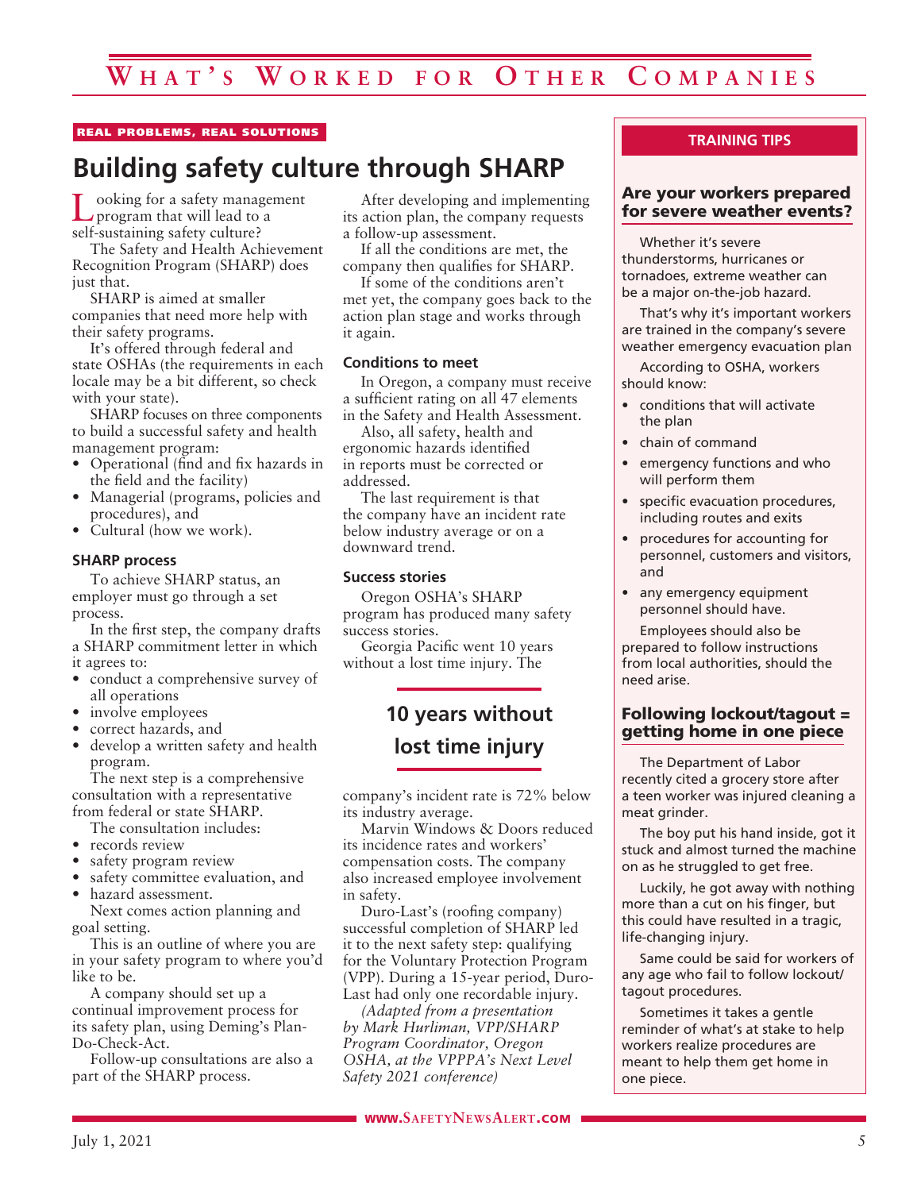REAL PROBLEMS, REAL SOLUTIONS

# Building safety culture through SHARP

Looking for a safety management program that will lead to a self-sustaining safety culture?

The Safety and Health Achievement Recognition Program (SHARP) does just that.

SHARP is aimed at smaller companies that need more help with their safety programs.

It's offered through federal and state OSHAs (the requirements in each locale may be a bit different, so check with your state).

SHARP focuses on three components to build a successful safety and health management program:

- Operational (find and fix hazards in the field and the facility)
- Managerial (programs, policies and procedures), and
- Cultural (how we work).

### SHARP process

To achieve SHARP status, an employer must go through a set process.

In the first step, the company drafts a SHARP commitment letter in which it agrees to:

- conduct a comprehensive survey of all operations
- involve employees
- correct hazards, and
- develop a written safety and health program.

The next step is a comprehensive consultation with a representative from federal or state SHARP.

The consultation includes:

- records review
- safety program review
- safety committee evaluation, and
- hazard assessment.

Next comes action planning and goal setting.

This is an outline of where you are in your safety program to where you'd like to be.

A company should set up a continual improvement process for its safety plan, using Deming's Plan-Do-Check-Act.

Follow-up consultations are also a part of the SHARP process.

After developing and implementing its action plan, the company requests a follow-up assessment.

If all the conditions are met, the company then qualifies for SHARP.

If some of the conditions aren't met yet, the company goes back to the action plan stage and works through it again.

### Conditions to meet

In Oregon, a company must receive a sufficient rating on all 47 elements in the Safety and Health Assessment.

Also, all safety, health and ergonomic hazards identified in reports must be corrected or addressed.

The last requirement is that the company have an incident rate below industry average or on a downward trend.

### Success stories

Oregon OSHA's SHARP program has produced many safety success stories.

Georgia Pacific went 10 years without a lost time injury. The company's incident rate is 72% below its industry average.

**10 years without lost time injury**

Marvin Windows & Doors reduced its incidence rates and workers' compensation costs. The company also increased employee involvement in safety.

Duro-Last's (roofing company) successful completion of SHARP led it to the next safety step: qualifying for the Voluntary Protection Program (VPP). During a 15-year period, Duro-Last had only one recordable injury.

*(Adapted from a presentation by Mark Hurliman, VPP/SHARP Program Coordinator, Oregon OSHA, at the VPPPA's Next Level Safety 2021 conference)*

---

TRAINING TIPS

## Are your workers prepared for severe weather events?

Whether it's severe thunderstorms, hurricanes or tornadoes, extreme weather can be a major on-the-job hazard.

That's why it's important workers are trained in the company's severe weather emergency evacuation plan

According to OSHA, workers should know:

- conditions that will activate the plan
- chain of command
- emergency functions and who will perform them
- specific evacuation procedures, including routes and exits
- procedures for accounting for personnel, customers and visitors, and
- any emergency equipment personnel should have.

Employees should also be prepared to follow instructions from local authorities, should the need arise.

## Following lockout/tagout = getting home in one piece

The Department of Labor recently cited a grocery store after a teen worker was injured cleaning a meat grinder.

The boy put his hand inside, got it stuck and almost turned the machine on as he struggled to get free.

Luckily, he got away with nothing more than a cut on his finger, but this could have resulted in a tragic, life-changing injury.

Same could be said for workers of any age who fail to follow lockout/tagout procedures.

Sometimes it takes a gentle reminder of what's at stake to help workers realize procedures are meant to help them get home in one piece.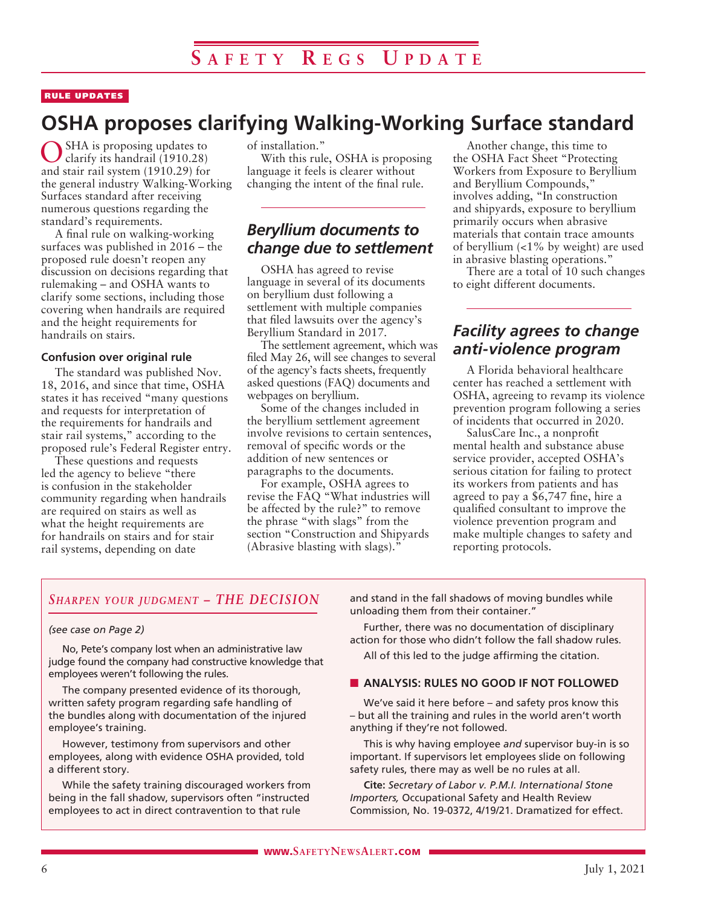RULE UPDATES

# OSHA proposes clarifying Walking-Working Surface standard

OSHA is proposing updates to clarify its handrail (1910.28) and stair rail system (1910.29) for the general industry Walking-Working Surfaces standard after receiving numerous questions regarding the standard's requirements.

A final rule on walking-working surfaces was published in 2016 – the proposed rule doesn't reopen any discussion on decisions regarding that rulemaking – and OSHA wants to clarify some sections, including those covering when handrails are required and the height requirements for handrails on stairs.

### Confusion over original rule

The standard was published Nov. 18, 2016, and since that time, OSHA states it has received "many questions and requests for interpretation of the requirements for handrails and stair rail systems," according to the proposed rule's Federal Register entry.

These questions and requests led the agency to believe "there is confusion in the stakeholder community regarding when handrails are required on stairs as well as what the height requirements are for handrails on stairs and for stair rail systems, depending on date of installation."

With this rule, OSHA is proposing language it feels is clearer without changing the intent of the final rule.

## *Beryllium documents to change due to settlement*

OSHA has agreed to revise language in several of its documents on beryllium dust following a settlement with multiple companies that filed lawsuits over the agency's Beryllium Standard in 2017.

The settlement agreement, which was filed May 26, will see changes to several of the agency's facts sheets, frequently asked questions (FAQ) documents and webpages on beryllium.

Some of the changes included in the beryllium settlement agreement involve revisions to certain sentences, removal of specific words or the addition of new sentences or paragraphs to the documents.

For example, OSHA agrees to revise the FAQ "What industries will be affected by the rule?" to remove the phrase "with slags" from the section "Construction and Shipyards (Abrasive blasting with slags)."

Another change, this time to the OSHA Fact Sheet "Protecting Workers from Exposure to Beryllium and Beryllium Compounds," involves adding, "In construction and shipyards, exposure to beryllium primarily occurs when abrasive materials that contain trace amounts of beryllium (<1% by weight) are used in abrasive blasting operations."

There are a total of 10 such changes to eight different documents.

## *Facility agrees to change anti-violence program*

A Florida behavioral healthcare center has reached a settlement with OSHA, agreeing to revamp its violence prevention program following a series of incidents that occurred in 2020.

SalusCare Inc., a nonprofit mental health and substance abuse service provider, accepted OSHA's serious citation for failing to protect its workers from patients and has agreed to pay a $6,747 fine, hire a qualified consultant to improve the violence prevention program and make multiple changes to safety and reporting protocols.

---

### *Sharpen your judgment – THE DECISION*

*(see case on Page 2)*

No, Pete's company lost when an administrative law judge found the company had constructive knowledge that employees weren't following the rules.

The company presented evidence of its thorough, written safety program regarding safe handling of the bundles along with documentation of the injured employee's training.

However, testimony from supervisors and other employees, along with evidence OSHA provided, told a different story.

While the safety training discouraged workers from being in the fall shadow, supervisors often "instructed employees to act in direct contravention to that rule and stand in the fall shadows of moving bundles while unloading them from their container."

Further, there was no documentation of disciplinary action for those who didn't follow the fall shadow rules.

All of this led to the judge affirming the citation.

#### ■ ANALYSIS: RULES NO GOOD IF NOT FOLLOWED

We've said it here before – and safety pros know this – but all the training and rules in the world aren't worth anything if they're not followed.

This is why having employee *and* supervisor buy-in is so important. If supervisors let employees slide on following safety rules, there may as well be no rules at all.

**Cite:** *Secretary of Labor v. P.M.I. International Stone Importers,* Occupational Safety and Health Review Commission, No. 19-0372, 4/19/21. Dramatized for effect.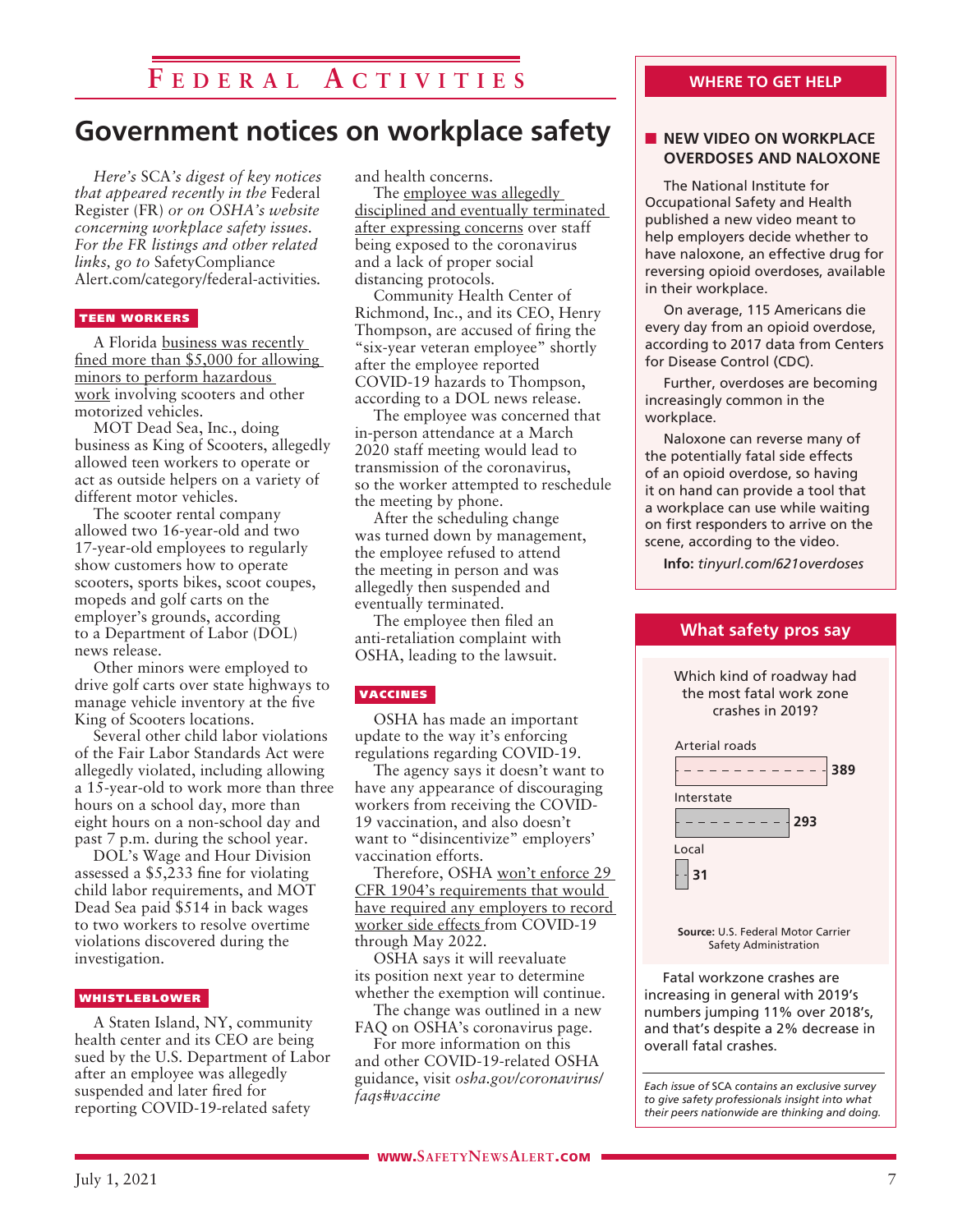# Federal Activities

## Government notices on workplace safety

*Here's* SCA*'s digest of key notices that appeared recently in the* Federal Register (FR) *or on OSHA's website concerning workplace safety issues. For the FR listings and other related links, go to* SafetyCompliance Alert.com/category/federal-activities.

### TEEN WORKERS

A Florida business was recently fined more than $5,000 for allowing minors to perform hazardous work involving scooters and other motorized vehicles.

MOT Dead Sea, Inc., doing business as King of Scooters, allegedly allowed teen workers to operate or act as outside helpers on a variety of different motor vehicles.

The scooter rental company allowed two 16-year-old and two 17-year-old employees to regularly show customers how to operate scooters, sports bikes, scoot coupes, mopeds and golf carts on the employer's grounds, according to a Department of Labor (DOL) news release.

Other minors were employed to drive golf carts over state highways to manage vehicle inventory at the five King of Scooters locations.

Several other child labor violations of the Fair Labor Standards Act were allegedly violated, including allowing a 15-year-old to work more than three hours on a school day, more than eight hours on a non-school day and past 7 p.m. during the school year.

DOL's Wage and Hour Division assessed a $5,233 fine for violating child labor requirements, and MOT Dead Sea paid $514 in back wages to two workers to resolve overtime violations discovered during the investigation.

### WHISTLEBLOWER

A Staten Island, NY, community health center and its CEO are being sued by the U.S. Department of Labor after an employee was allegedly suspended and later fired for reporting COVID-19-related safety and health concerns.

The employee was allegedly disciplined and eventually terminated after expressing concerns over staff being exposed to the coronavirus and a lack of proper social distancing protocols.

Community Health Center of Richmond, Inc., and its CEO, Henry Thompson, are accused of firing the "six-year veteran employee" shortly after the employee reported COVID-19 hazards to Thompson, according to a DOL news release.

The employee was concerned that in-person attendance at a March 2020 staff meeting would lead to transmission of the coronavirus, so the worker attempted to reschedule the meeting by phone.

After the scheduling change was turned down by management, the employee refused to attend the meeting in person and was allegedly then suspended and eventually terminated.

The employee then filed an anti-retaliation complaint with OSHA, leading to the lawsuit.

### VACCINES

OSHA has made an important update to the way it's enforcing regulations regarding COVID-19.

The agency says it doesn't want to have any appearance of discouraging workers from receiving the COVID-19 vaccination, and also doesn't want to "disincentivize" employers' vaccination efforts.

Therefore, OSHA won't enforce 29 CFR 1904's requirements that would have required any employers to record worker side effects from COVID-19 through May 2022.

OSHA says it will reevaluate its position next year to determine whether the exemption will continue.

The change was outlined in a new FAQ on OSHA's coronavirus page.

For more information on this and other COVID-19-related OSHA guidance, visit *osha.gov/coronavirus/faqs#vaccine*

---

## WHERE TO GET HELP

### NEW VIDEO ON WORKPLACE OVERDOSES AND NALOXONE

The National Institute for Occupational Safety and Health published a new video meant to help employers decide whether to have naloxone, an effective drug for reversing opioid overdoses, available in their workplace.

On average, 115 Americans die every day from an opioid overdose, according to 2017 data from Centers for Disease Control (CDC).

Further, overdoses are becoming increasingly common in the workplace.

Naloxone can reverse many of the potentially fatal side effects of an opioid overdose, so having it on hand can provide a tool that a workplace can use while waiting on first responders to arrive on the scene, according to the video.

**Info:** *tinyurl.com/621overdoses*

---

## What safety pros say

Which kind of roadway had the most fatal work zone crashes in 2019?

| Roadway | Fatal work zone crashes |
|---|---|
| Arterial roads | 389 |
| Interstate | 293 |
| Local | 31 |

**Source:** U.S. Federal Motor Carrier Safety Administration

Fatal workzone crashes are increasing in general with 2019's numbers jumping 11% over 2018's, and that's despite a 2% decrease in overall fatal crashes.

*Each issue of SCA contains an exclusive survey to give safety professionals insight into what their peers nationwide are thinking and doing.*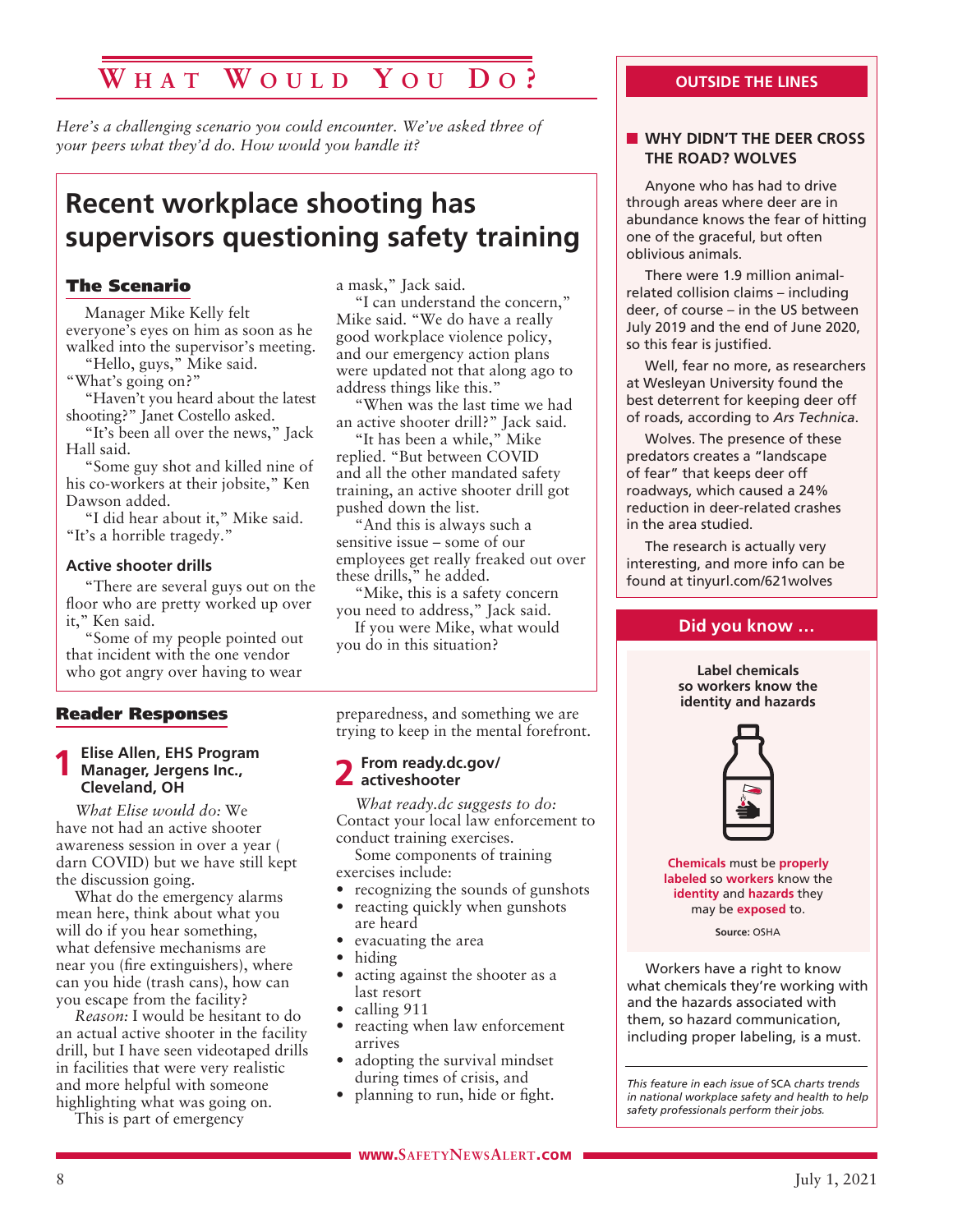# What Would You Do?

*Here's a challenging scenario you could encounter. We've asked three of your peers what they'd do. How would you handle it?*

## Recent workplace shooting has supervisors questioning safety training

### The Scenario

Manager Mike Kelly felt everyone's eyes on him as soon as he walked into the supervisor's meeting.

"Hello, guys," Mike said. "What's going on?"

"Haven't you heard about the latest shooting?" Janet Costello asked.

"It's been all over the news," Jack Hall said.

"Some guy shot and killed nine of his co-workers at their jobsite," Ken Dawson added.

"I did hear about it," Mike said. "It's a horrible tragedy."

#### Active shooter drills

"There are several guys out on the floor who are pretty worked up over it," Ken said.

"Some of my people pointed out that incident with the one vendor who got angry over having to wear a mask," Jack said.

"I can understand the concern," Mike said. "We do have a really good workplace violence policy, and our emergency action plans were updated not that along ago to address things like this."

"When was the last time we had an active shooter drill?" Jack said.

"It has been a while," Mike replied. "But between COVID and all the other mandated safety training, an active shooter drill got pushed down the list.

"And this is always such a sensitive issue – some of our employees get really freaked out over these drills," he added.

"Mike, this is a safety concern you need to address," Jack said.

If you were Mike, what would you do in this situation?

### Reader Responses

**1 Elise Allen, EHS Program Manager, Jergens Inc., Cleveland, OH**

*What Elise would do:* We have not had an active shooter awareness session in over a year ( darn COVID) but we have still kept the discussion going.

What do the emergency alarms mean here, think about what you will do if you hear something, what defensive mechanisms are near you (fire extinguishers), where can you hide (trash cans), how can you escape from the facility?

*Reason:* I would be hesitant to do an actual active shooter in the facility drill, but I have seen videotaped drills in facilities that were very realistic and more helpful with someone highlighting what was going on.

This is part of emergency preparedness, and something we are trying to keep in the mental forefront.

**2 From ready.dc.gov/activeshooter**

*What ready.dc suggests to do:* Contact your local law enforcement to conduct training exercises.

Some components of training exercises include:

- recognizing the sounds of gunshots
- reacting quickly when gunshots are heard
- evacuating the area
- hiding
- acting against the shooter as a last resort
- calling 911
- reacting when law enforcement arrives
- adopting the survival mindset during times of crisis, and
- planning to run, hide or fight.

---

## OUTSIDE THE LINES

### WHY DIDN'T THE DEER CROSS THE ROAD? WOLVES

Anyone who has had to drive through areas where deer are in abundance knows the fear of hitting one of the graceful, but often oblivious animals.

There were 1.9 million animal-related collision claims – including deer, of course – in the US between July 2019 and the end of June 2020, so this fear is justified.

Well, fear no more, as researchers at Wesleyan University found the best deterrent for keeping deer off of roads, according to *Ars Technica*.

Wolves. The presence of these predators creates a "landscape of fear" that keeps deer off roadways, which caused a 24% reduction in deer-related crashes in the area studied.

The research is actually very interesting, and more info can be found at tinyurl.com/621wolves

## Did you know …

**Label chemicals so workers know the identity and hazards**

**Chemicals** must be **properly labeled** so **workers** know the **identity** and **hazards** they may be **exposed** to.

**Source:** OSHA

Workers have a right to know what chemicals they're working with and the hazards associated with them, so hazard communication, including proper labeling, is a must.

*This feature in each issue of SCA charts trends in national workplace safety and health to help safety professionals perform their jobs.*